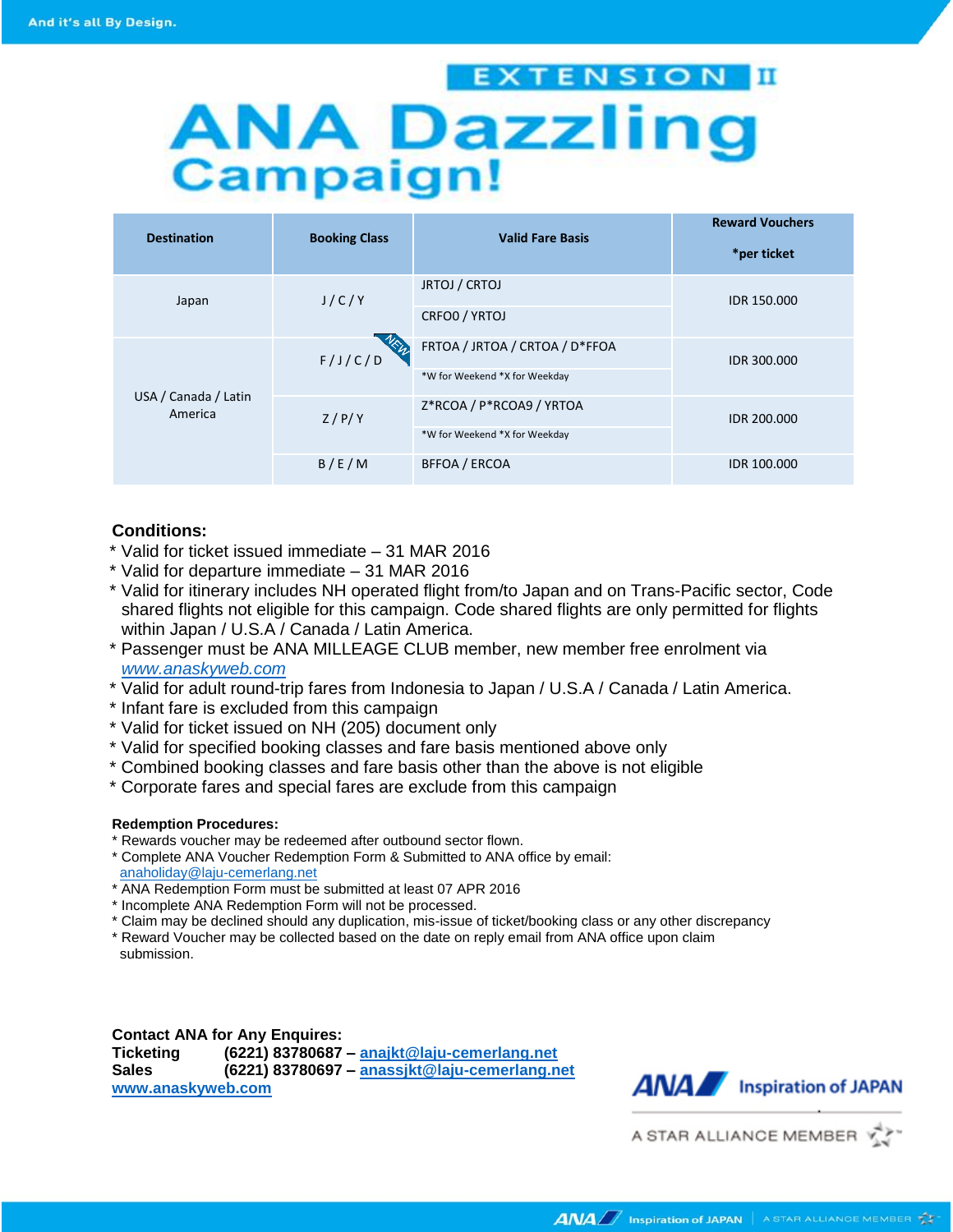And it's all By Design.

# EXTENSION II ANA Dazzling Campaign!

| Destination | Booking Class | Valid Fare Basis | Reward Vouchers *per ticket |
|---|---|---|---|
| Japan | J / C / Y | JRTOJ / CRTOJ<br>CRFO0 / YRTOJ | IDR 150.000 |
| USA / Canada / Latin America | F / J / C / D (NEW) | FRTOA / JRTOA / CRTOA / D*FFOA<br>*W for Weekend *X for Weekday | IDR 300.000 |
| | Z / P/ Y | Z*RCOA / P*RCOA9 / YRTOA<br>*W for Weekend *X for Weekday | IDR 200.000 |
| | B / E / M | BFFOA / ERCOA | IDR 100.000 |

**Conditions:**

* Valid for ticket issued immediate – 31 MAR 2016
* Valid for departure immediate – 31 MAR 2016
* Valid for itinerary includes NH operated flight from/to Japan and on Trans-Pacific sector, Code shared flights not eligible for this campaign. Code shared flights are only permitted for flights within Japan / U.S.A / Canada / Latin America.
* Passenger must be ANA MILLEAGE CLUB member, new member free enrolment via *www.anaskyweb.com*
* Valid for adult round-trip fares from Indonesia to Japan / U.S.A / Canada / Latin America.
* Infant fare is excluded from this campaign
* Valid for ticket issued on NH (205) document only
* Valid for specified booking classes and fare basis mentioned above only
* Combined booking classes and fare basis other than the above is not eligible
* Corporate fares and special fares are exclude from this campaign

**Redemption Procedures:**

* Rewards voucher may be redeemed after outbound sector flown.
* Complete ANA Voucher Redemption Form & Submitted to ANA office by email: anaholiday@laju-cemerlang.net
* ANA Redemption Form must be submitted at least 07 APR 2016
* Incomplete ANA Redemption Form will not be processed.
* Claim may be declined should any duplication, mis-issue of ticket/booking class or any other discrepancy
* Reward Voucher may be collected based on the date on reply email from ANA office upon claim submission.

**Contact ANA for Any Enquires:**
**Ticketing** **(6221) 83780687 – anajkt@laju-cemerlang.net**
**Sales** **(6221) 83780697 – anassjkt@laju-cemerlang.net**
**www.anaskyweb.com**

ANA Inspiration of JAPAN

A STAR ALLIANCE MEMBER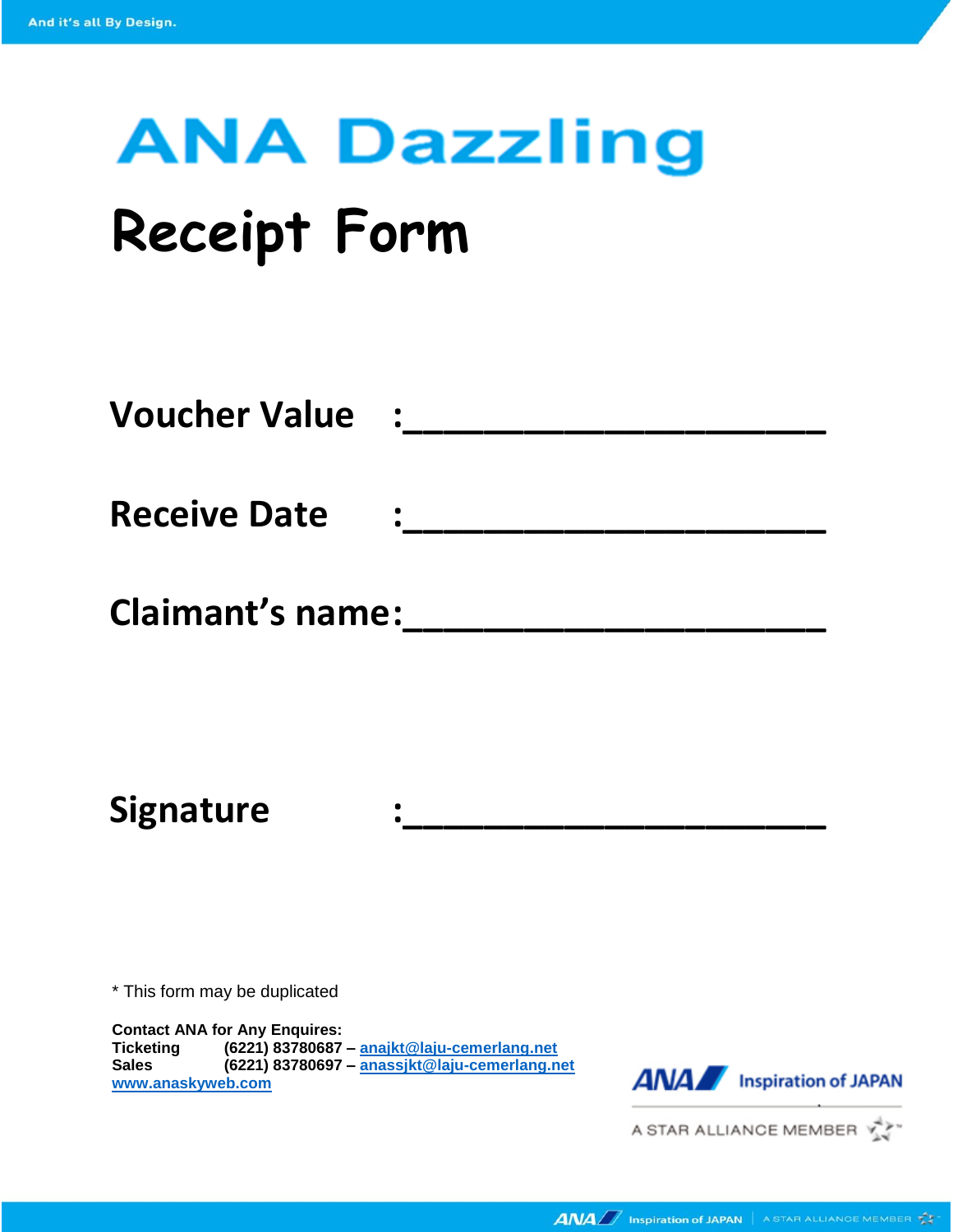# ANA Dazzling

# Receipt Form

**Voucher Value :____________________**

**Receive Date :____________________**

**Claimant's name:____________________**

**Signature :____________________**

* This form may be duplicated

**Contact ANA for Any Enquires:**
**Ticketing (6221) 83780687 – anajkt@laju-cemerlang.net**
**Sales (6221) 83780697 – anassjkt@laju-cemerlang.net**
**www.anaskyweb.com**

ANA Inspiration of JAPAN

A STAR ALLIANCE MEMBER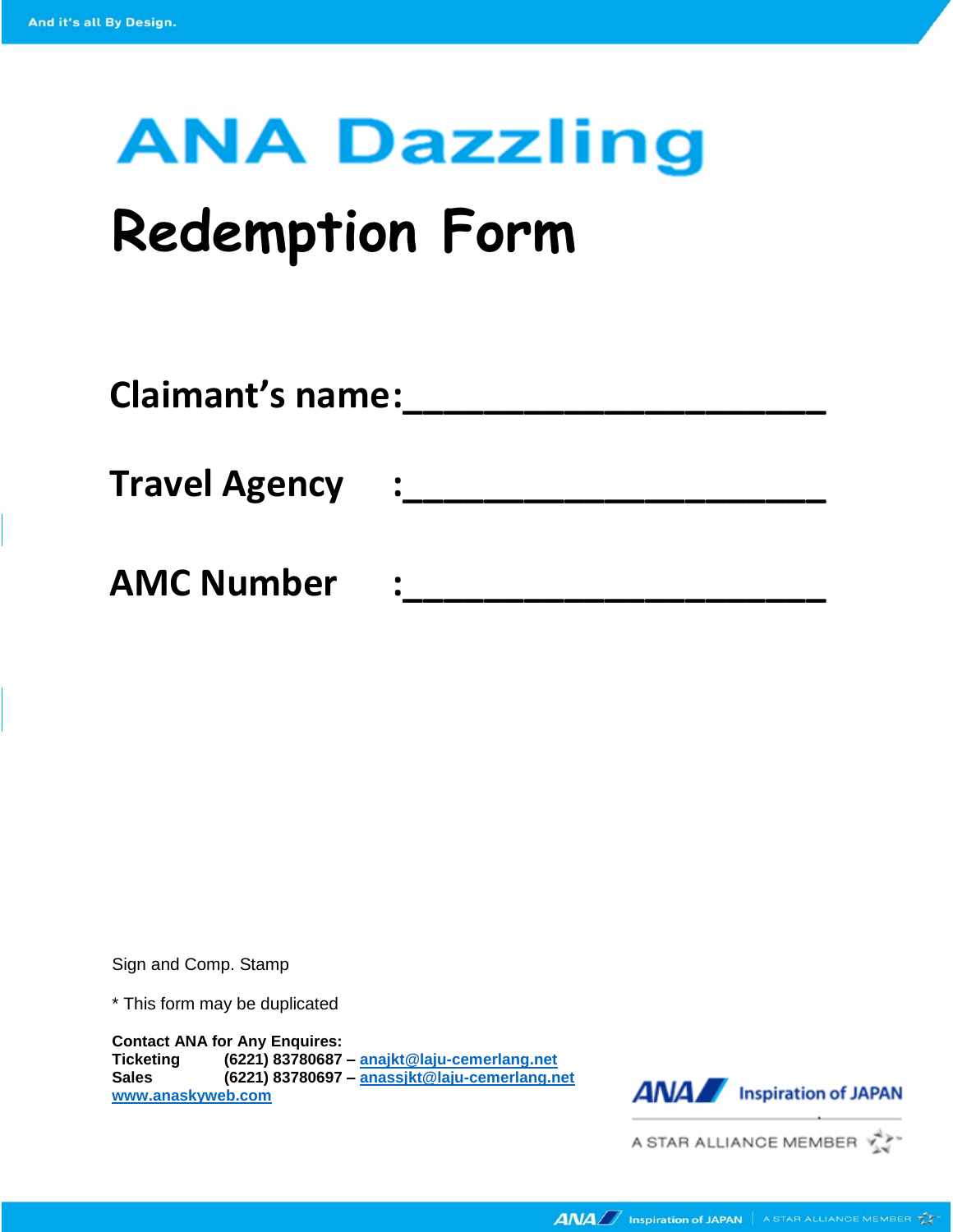# ANA Dazzling

# Redemption Form

**Claimant's name:____________________**

**Travel Agency :____________________**

**AMC Number :____________________**

Sign and Comp. Stamp

* This form may be duplicated

**Contact ANA for Any Enquires:**
**Ticketing (6221) 83780687 –** anajkt@laju-cemerlang.net
**Sales (6221) 83780697 –** anassjkt@laju-cemerlang.net
www.anaskyweb.com

ANA Inspiration of JAPAN

A STAR ALLIANCE MEMBER